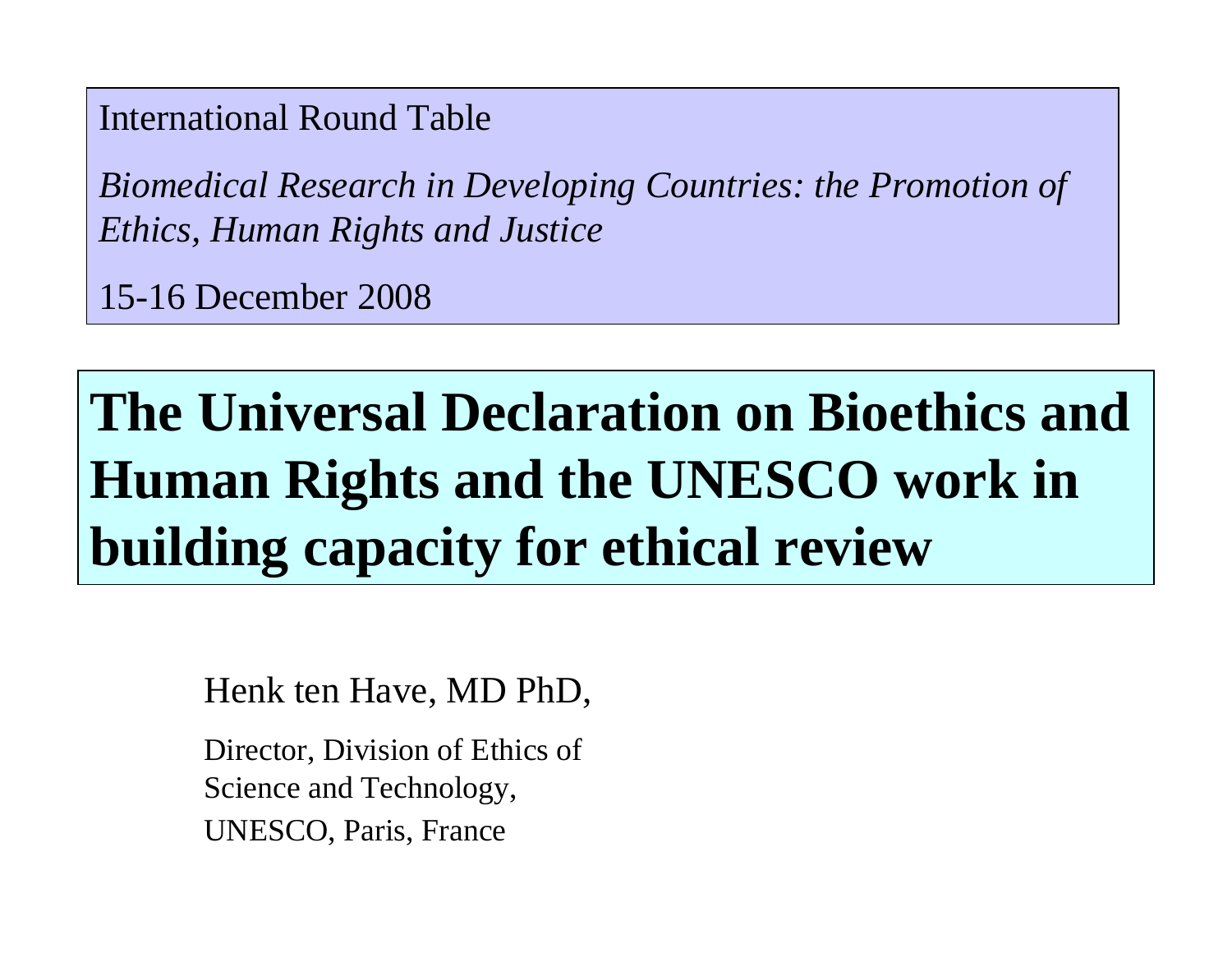International Round Table

*Biomedical Research in Developing Countries: the Promotion of Ethics, Human Rights and Justice*

15-16 December 2008

# The Universal Declaration on Bioethics and Human Rights and the UNESCO work in building capacity for ethical review

Henk ten Have, MD PhD,

Director, Division of Ethics of Science and Technology,
UNESCO, Paris, France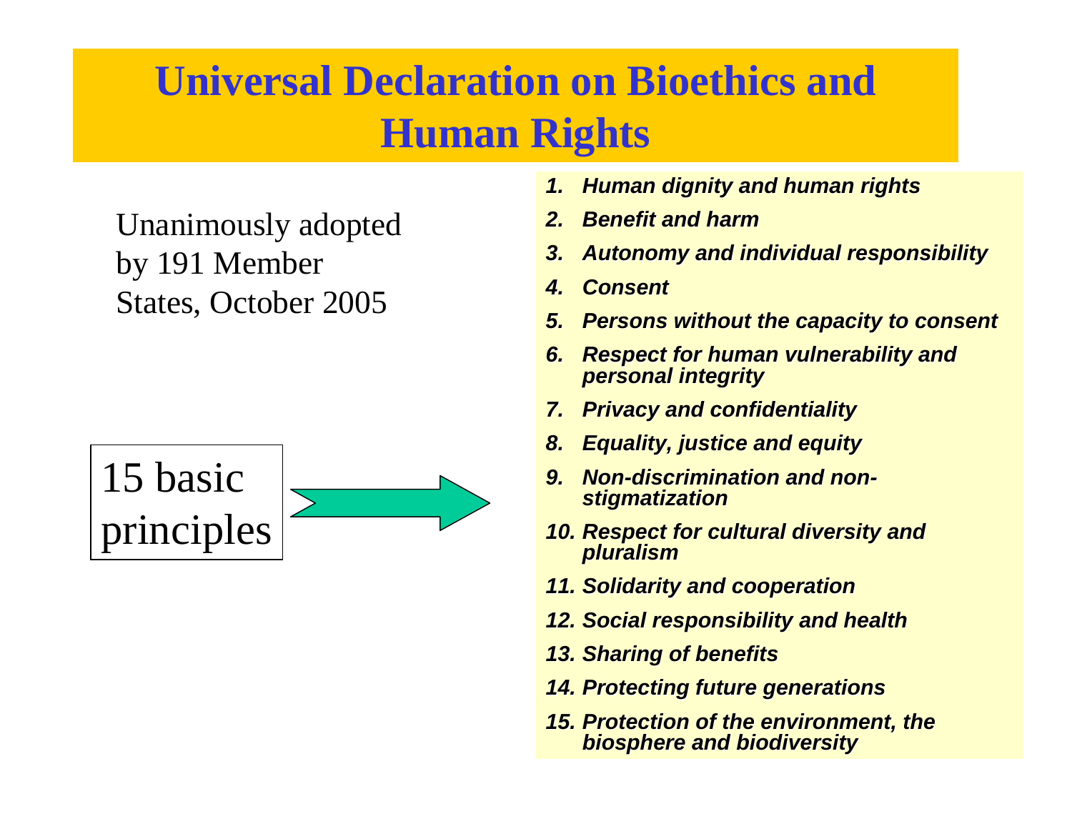# Universal Declaration on Bioethics and Human Rights

Unanimously adopted by 191 Member States, October 2005

15 basic principles

1. ***Human dignity and human rights***
2. ***Benefit and harm***
3. ***Autonomy and individual responsibility***
4. ***Consent***
5. ***Persons without the capacity to consent***
6. ***Respect for human vulnerability and personal integrity***
7. ***Privacy and confidentiality***
8. ***Equality, justice and equity***
9. ***Non-discrimination and non-stigmatization***
10. ***Respect for cultural diversity and pluralism***
11. ***Solidarity and cooperation***
12. ***Social responsibility and health***
13. ***Sharing of benefits***
14. ***Protecting future generations***
15. ***Protection of the environment, the biosphere and biodiversity***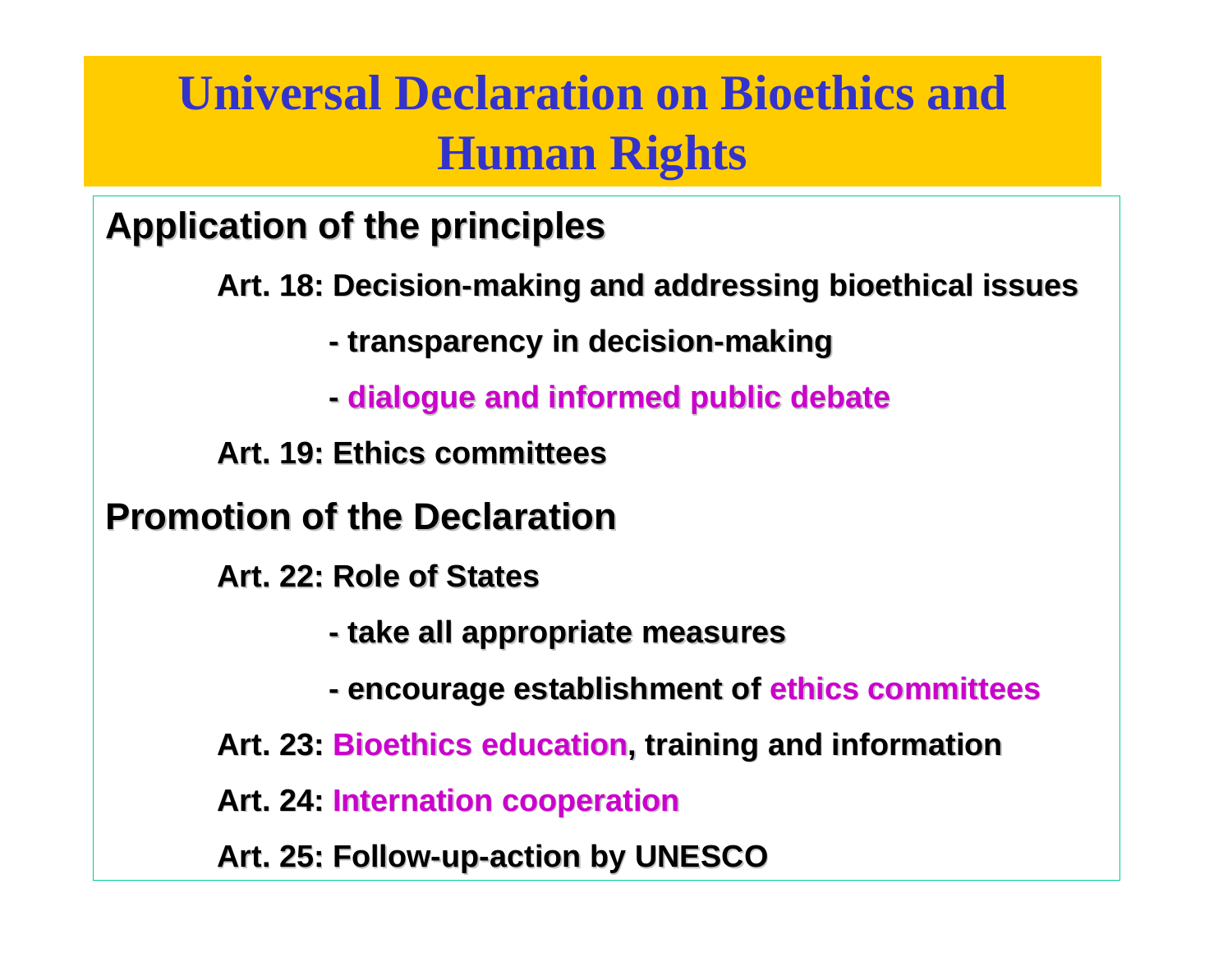# Universal Declaration on Bioethics and Human Rights

## Application of the principles

**Art. 18: Decision-making and addressing bioethical issues**

- **transparency in decision-making**
- **dialogue and informed public debate**

**Art. 19: Ethics committees**

## Promotion of the Declaration

**Art. 22: Role of States**

- **take all appropriate measures**
- **encourage establishment of ethics committees**

**Art. 23: Bioethics education, training and information**

**Art. 24: Internation cooperation**

**Art. 25: Follow-up-action by UNESCO**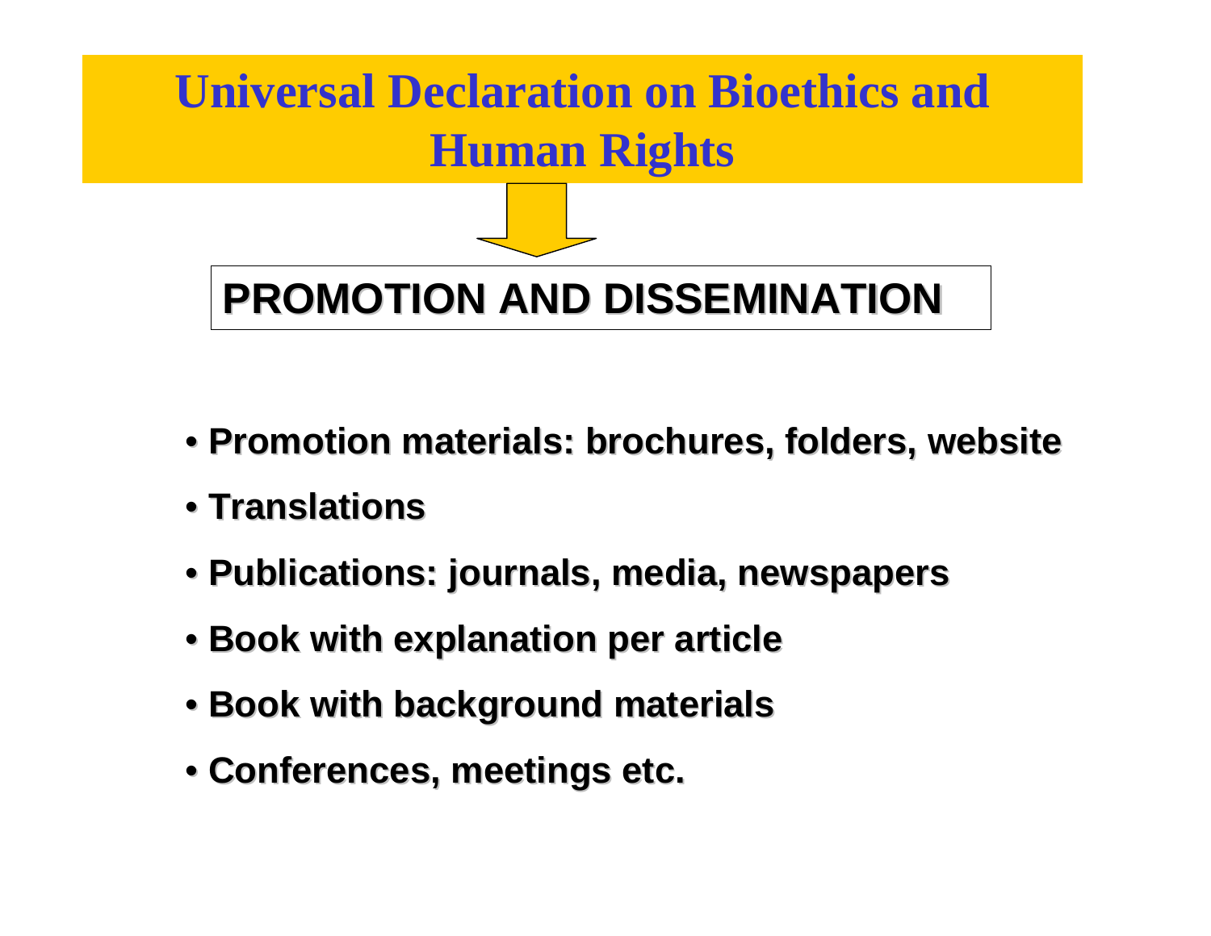# Universal Declaration on Bioethics and Human Rights

## PROMOTION AND DISSEMINATION

- **Promotion materials: brochures, folders, website**
- **Translations**
- **Publications: journals, media, newspapers**
- **Book with explanation per article**
- **Book with background materials**
- **Conferences, meetings etc.**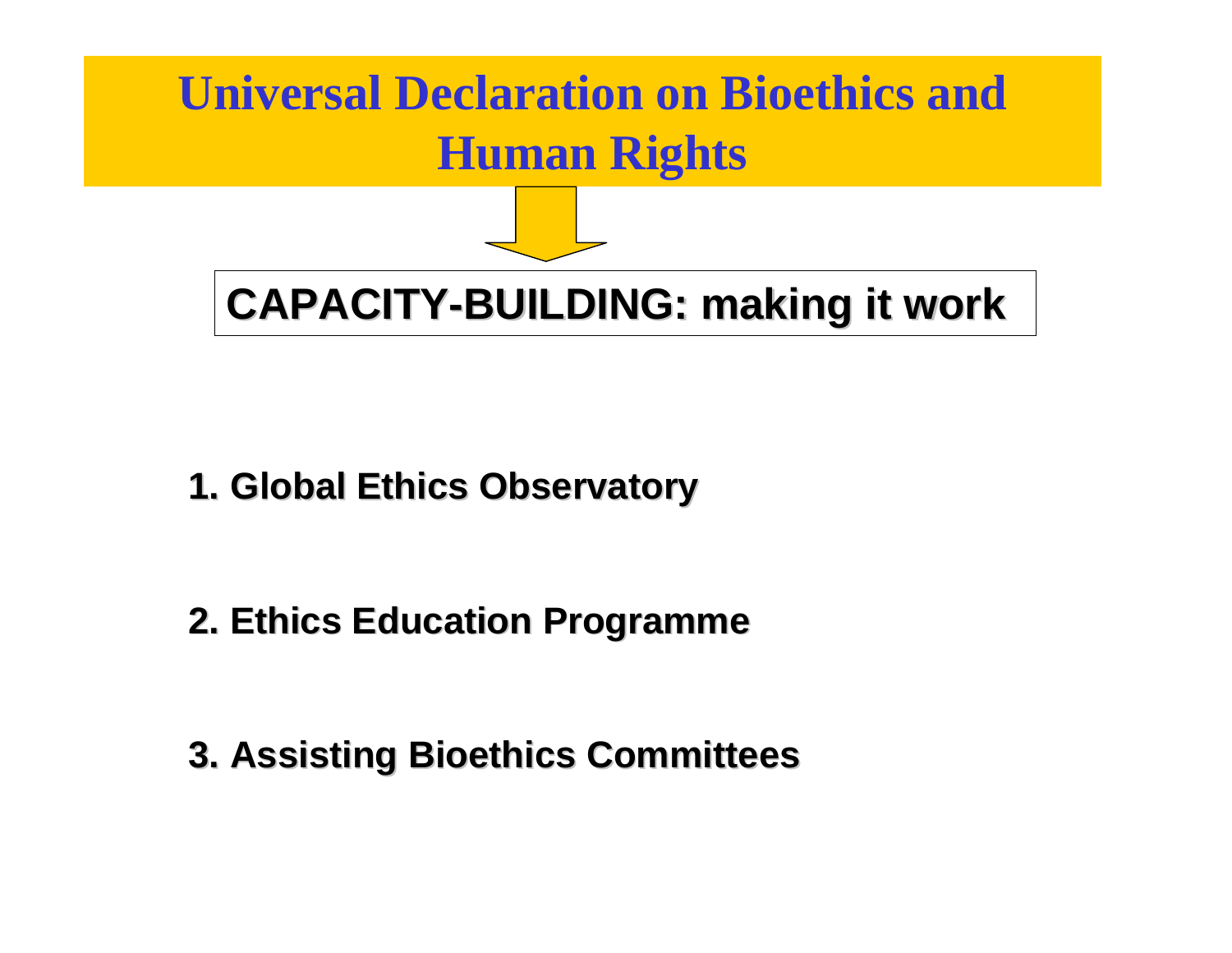# Universal Declaration on Bioethics and Human Rights

## CAPACITY-BUILDING: making it work

1. Global Ethics Observatory

2. Ethics Education Programme

3. Assisting Bioethics Committees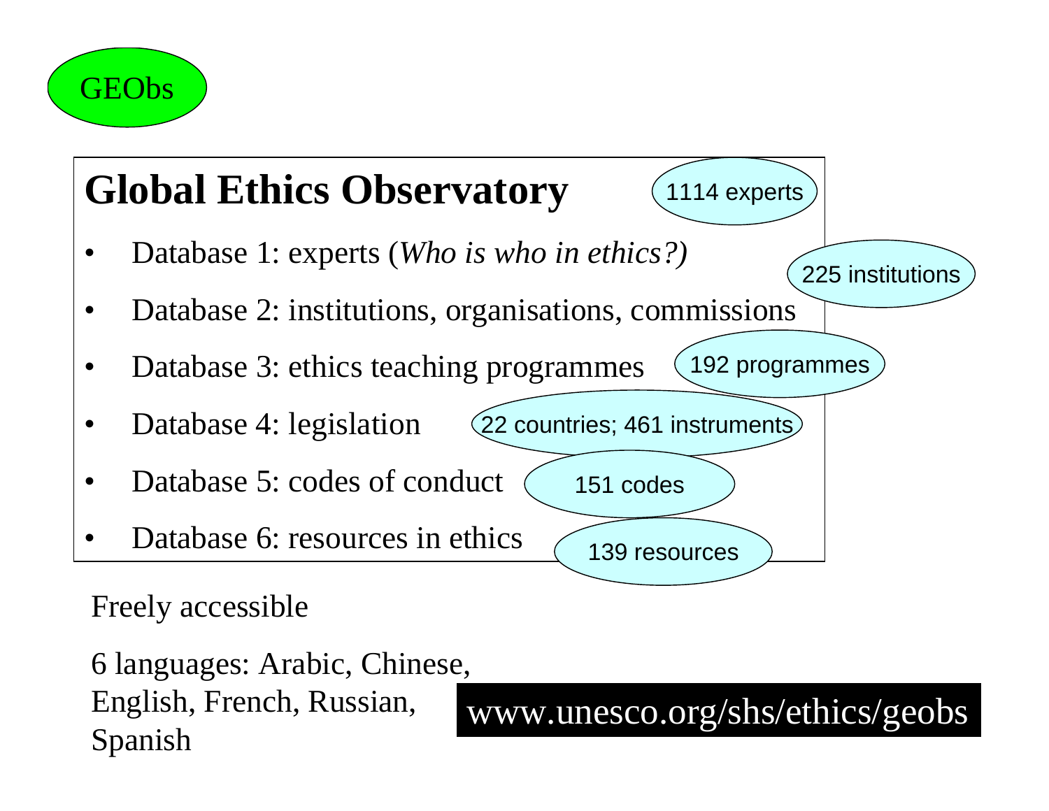GEObs

# Global Ethics Observatory

1114 experts

- Database 1: experts (*Who is who in ethics?)*
- Database 2: institutions, organisations, commissions
- Database 3: ethics teaching programmes
- Database 4: legislation
- Database 5: codes of conduct
- Database 6: resources in ethics

225 institutions

192 programmes

22 countries; 461 instruments

151 codes

139 resources

Freely accessible

6 languages: Arabic, Chinese, English, French, Russian, Spanish

www.unesco.org/shs/ethics/geobs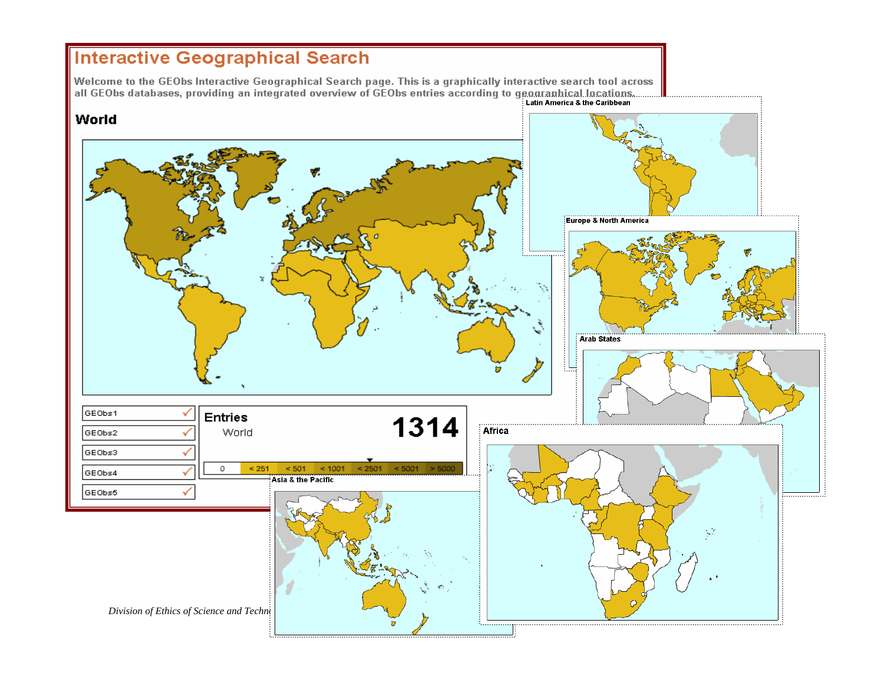# Interactive Geographical Search

Welcome to the GEObs Interactive Geographical Search page. This is a graphically interactive search tool across all GEObs databases, providing an integrated overview of GEObs entries according to geographical locations.

**World**

Latin America & the Caribbean

Europe & North America

Arab States

Africa

Asia & the Pacific

| | |
|---|---|
| GEObs1 | ✓ |
| GEObs2 | ✓ |
| GEObs3 | ✓ |
| GEObs4 | ✓ |
| GEObs5 | ✓ |

**Entries** 1314
World

| 0 | < 251 | < 501 | < 1001 | < 2501 | < 5001 | > 5000 |
|---|---|---|---|---|---|---|

*Division of Ethics of Science and Techn*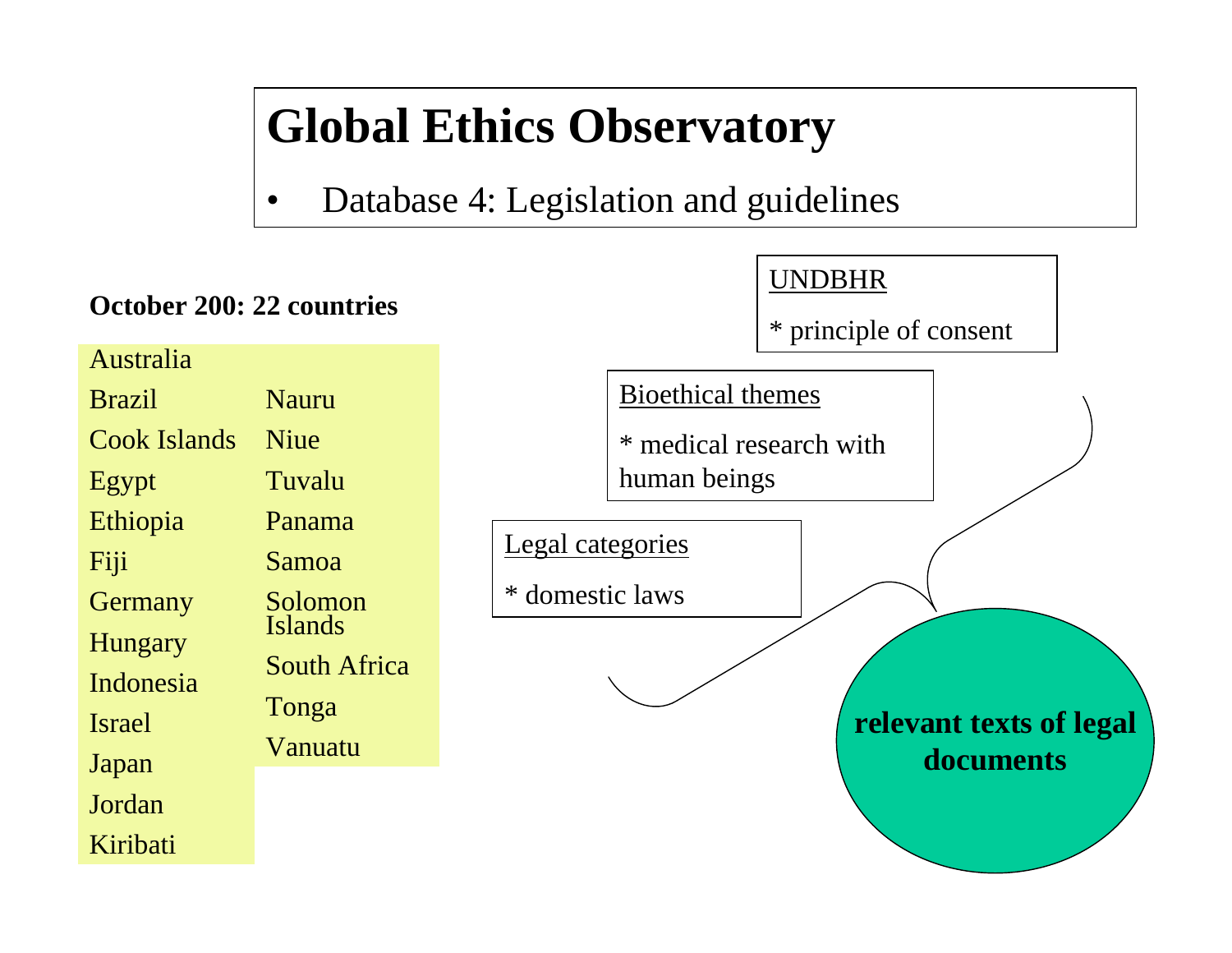# Global Ethics Observatory

- Database 4: Legislation and guidelines

**October 200: 22 countries**

Australia
Brazil
Cook Islands
Egypt
Ethiopia
Fiji
Germany
Hungary
Indonesia
Israel
Japan
Jordan
Kiribati
Nauru
Niue
Tuvalu
Panama
Samoa
Solomon Islands
South Africa
Tonga
Vanuatu

UNDBHR

* principle of consent

Bioethical themes

* medical research with human beings

Legal categories

* domestic laws

**relevant texts of legal documents**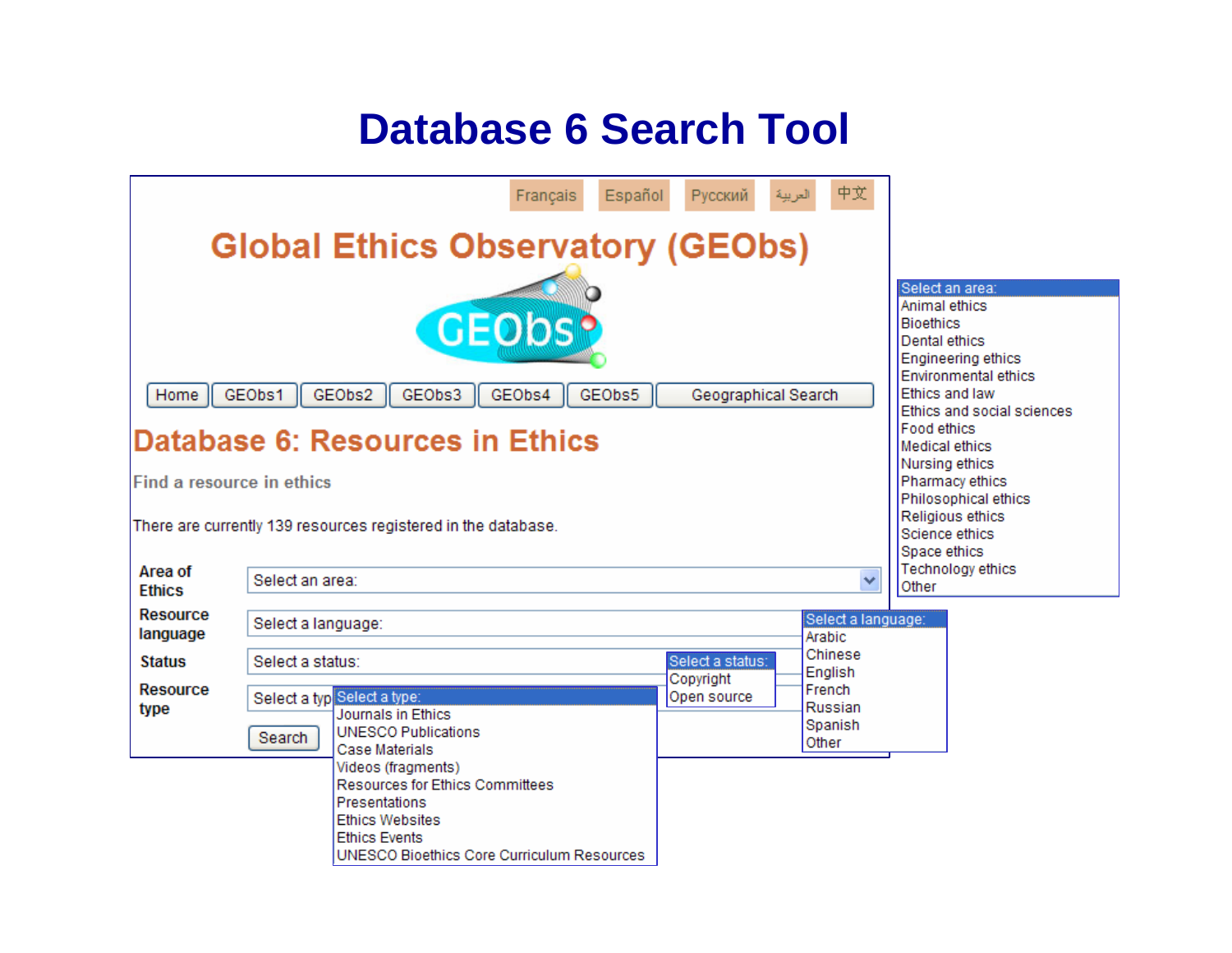# Database 6 Search Tool

Français | Español | Русский | العربية | 中文

## Global Ethics Observatory (GEObs)

GEObs

Home | GEObs1 | GEObs2 | GEObs3 | GEObs4 | GEObs5 | Geographical Search

## Database 6: Resources in Ethics

**Find a resource in ethics**

There are currently 139 resources registered in the database.

**Area of Ethics**: Select an area:

**Resource language**: Select a language:

**Status**: Select a status:

**Resource type**: Select a type:

Search

Select an area:
- Animal ethics
- Bioethics
- Dental ethics
- Engineering ethics
- Environmental ethics
- Ethics and law
- Ethics and social sciences
- Food ethics
- Medical ethics
- Nursing ethics
- Pharmacy ethics
- Philosophical ethics
- Religious ethics
- Science ethics
- Space ethics
- Technology ethics
- Other

Select a language:
- Arabic
- Chinese
- English
- French
- Russian
- Spanish
- Other

Select a status:
- Copyright
- Open source

Select a type:
- Journals in Ethics
- UNESCO Publications
- Case Materials
- Videos (fragments)
- Resources for Ethics Committees
- Presentations
- Ethics Websites
- Ethics Events
- UNESCO Bioethics Core Curriculum Resources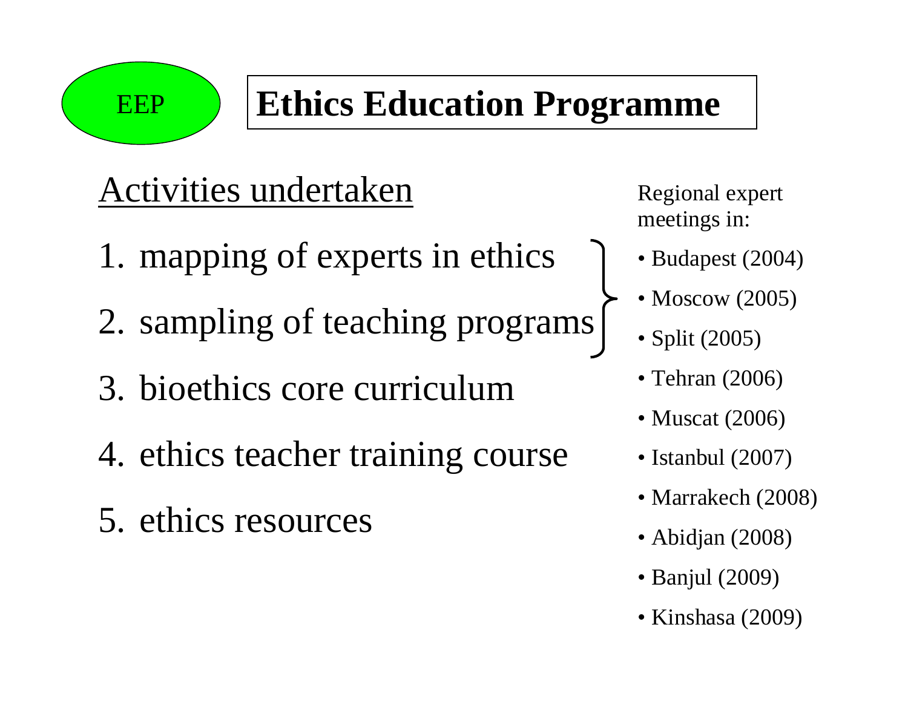EEP

# Ethics Education Programme

## Activities undertaken

1. mapping of experts in ethics
2. sampling of teaching programs
3. bioethics core curriculum
4. ethics teacher training course
5. ethics resources

Regional expert meetings in:

- Budapest (2004)
- Moscow (2005)
- Split (2005)
- Tehran (2006)
- Muscat (2006)
- Istanbul (2007)
- Marrakech (2008)
- Abidjan (2008)
- Banjul (2009)
- Kinshasa (2009)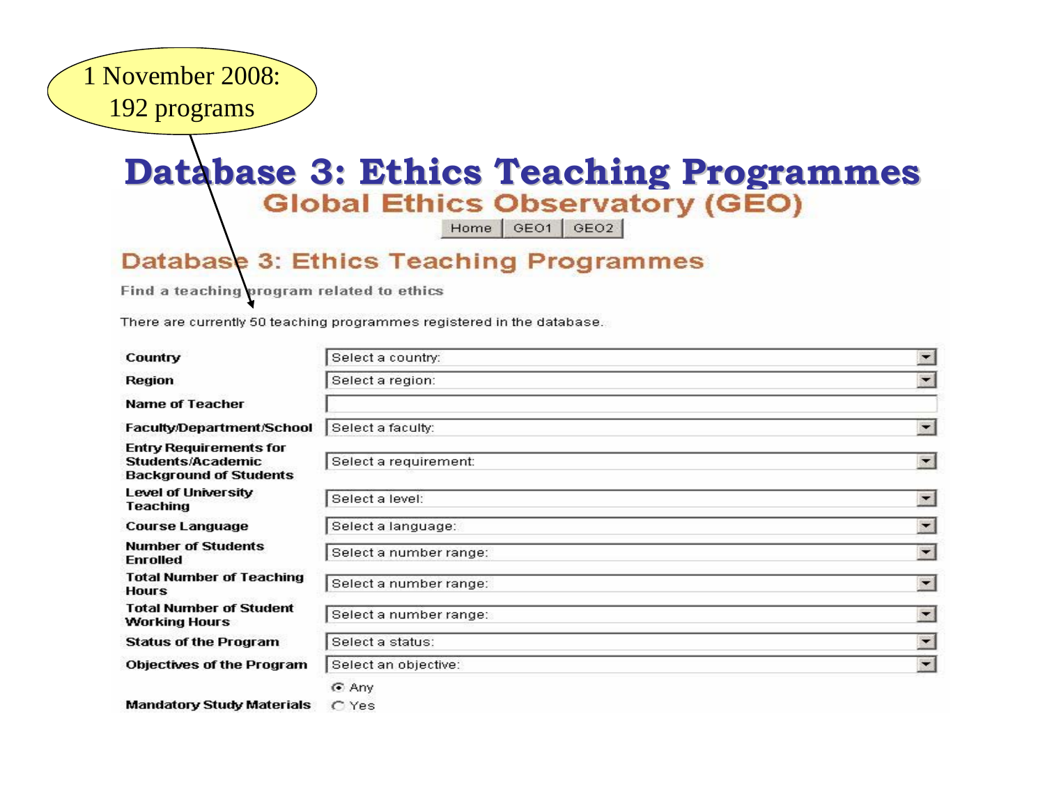1 November 2008: 192 programs

# Database 3: Ethics Teaching Programmes

## Global Ethics Observatory (GEO)

Home | GEO1 | GEO2

## Database 3: Ethics Teaching Programmes

Find a teaching program related to ethics

There are currently 50 teaching programmes registered in the database.

| | |
|---|---|
| **Country** | Select a country: |
| **Region** | Select a region: |
| **Name of Teacher** | |
| **Faculty/Department/School** | Select a faculty: |
| **Entry Requirements for Students/Academic Background of Students** | Select a requirement: |
| **Level of University Teaching** | Select a level: |
| **Course Language** | Select a language: |
| **Number of Students Enrolled** | Select a number range: |
| **Total Number of Teaching Hours** | Select a number range: |
| **Total Number of Student Working Hours** | Select a number range: |
| **Status of the Program** | Select a status: |
| **Objectives of the Program** | Select an objective: |
| **Mandatory Study Materials** | Any / Yes |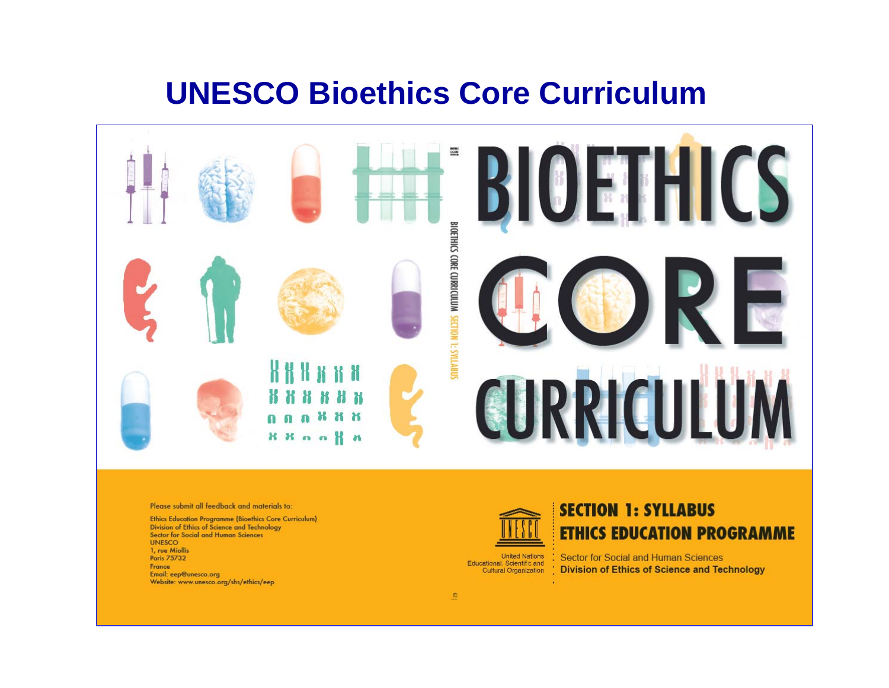# UNESCO Bioethics Core Curriculum

BIOETHICS CORE CURRICULUM

BIOETHICS CORE CURRICULUM SECTION 1: SYLLABUS

Please submit all feedback and materials to:

Ethics Education Programme (Bioethics Core Curriculum)
Division of Ethics of Science and Technology
Sector for Social and Human Sciences
UNESCO
1, rue Miollis
Paris 75732
France
Email: eep@unesco.org
Website: www.unesco.org/shs/ethics/eep

UNESCO
United Nations Educational, Scientific and Cultural Organization

**SECTION 1: SYLLABUS**

**ETHICS EDUCATION PROGRAMME**

Sector for Social and Human Sciences

**Division of Ethics of Science and Technology**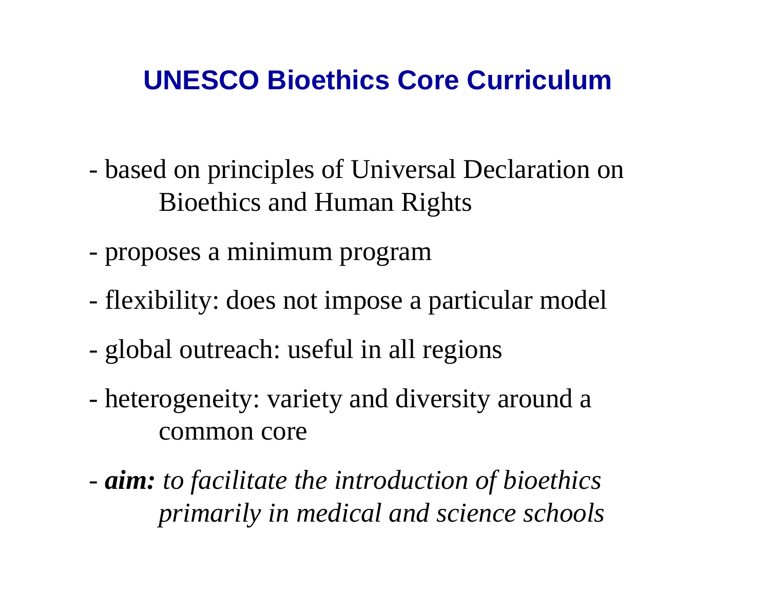# UNESCO Bioethics Core Curriculum

- based on principles of Universal Declaration on Bioethics and Human Rights
- proposes a minimum program
- flexibility: does not impose a particular model
- global outreach: useful in all regions
- heterogeneity: variety and diversity around a common core
- ***aim:*** *to facilitate the introduction of bioethics primarily in medical and science schools*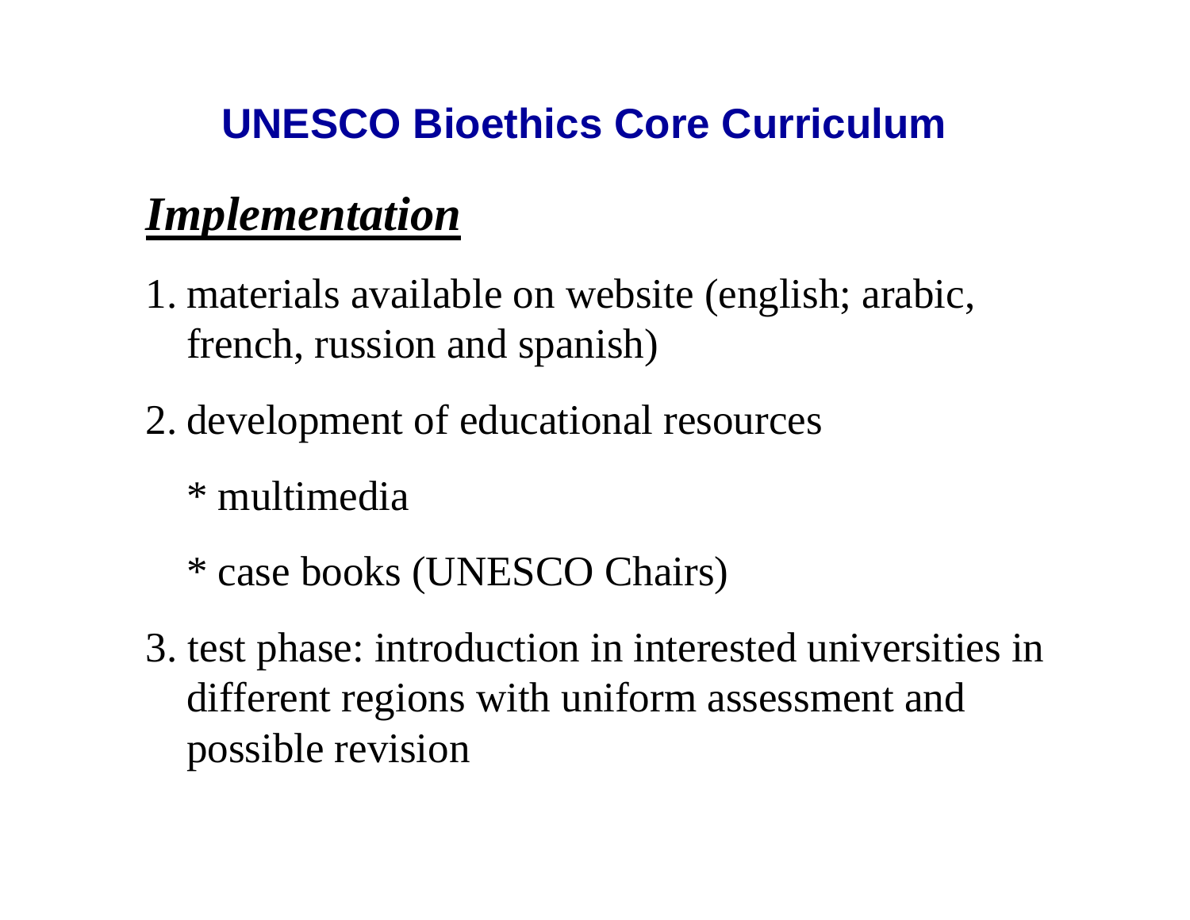# UNESCO Bioethics Core Curriculum

## ***Implementation***

1. materials available on website (english; arabic, french, russion and spanish)

2. development of educational resources

   * multimedia

   * case books (UNESCO Chairs)

3. test phase: introduction in interested universities in different regions with uniform assessment and possible revision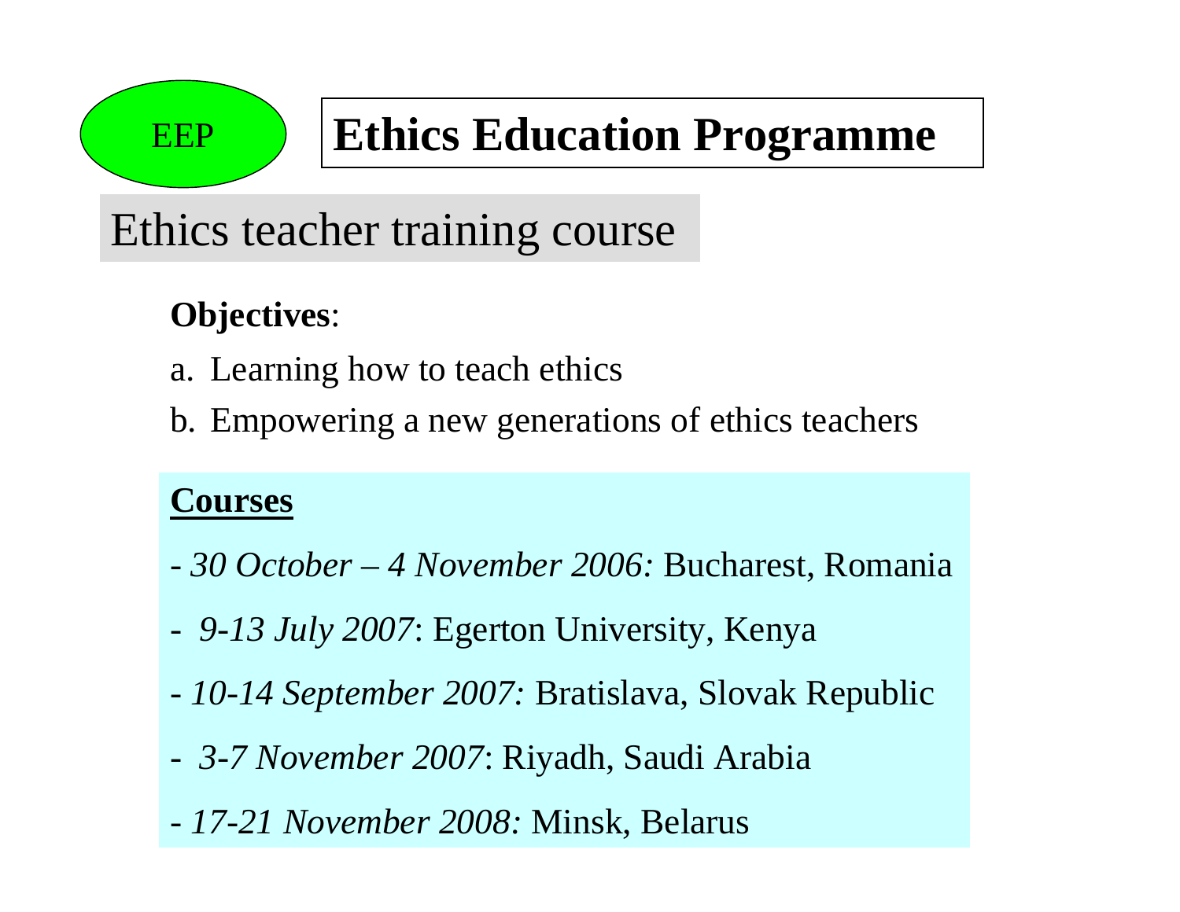EEP

# Ethics Education Programme

## Ethics teacher training course

**Objectives**:

a. Learning how to teach ethics
b. Empowering a new generations of ethics teachers

**Courses**

- *30 October – 4 November 2006:* Bucharest, Romania
- *9-13 July 2007*: Egerton University, Kenya
- *10-14 September 2007:* Bratislava, Slovak Republic
- *3-7 November 2007*: Riyadh, Saudi Arabia
- *17-21 November 2008:* Minsk, Belarus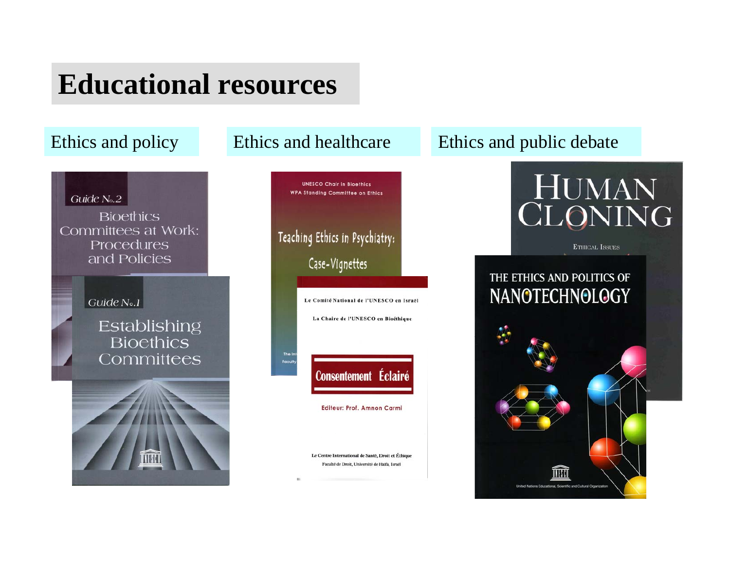# Educational resources

## Ethics and policy

Guide No.2

Bioethics Committees at Work: Procedures and Policies

Guide No.1

Establishing Bioethics Committees

## Ethics and healthcare

UNESCO Chair in Bioethics
WPA Standing Committee on Ethics

Teaching Ethics in Psychiatry: Case-Vignettes

Le Comité National de l'UNESCO en Israël

La Chaire de l'UNESCO en Bioéthique

Consentement Éclairé

Editeur: Prof. Amnon Carmi

Le Centre International de Santé, Droit et Éthique
Faculté de Droit, Université de Haifa, Israël

## Ethics and public debate

HUMAN CLONING

Ethical Issues

THE ETHICS AND POLITICS OF NANOTECHNOLOGY

United Nations Educational, Scientific and Cultural Organization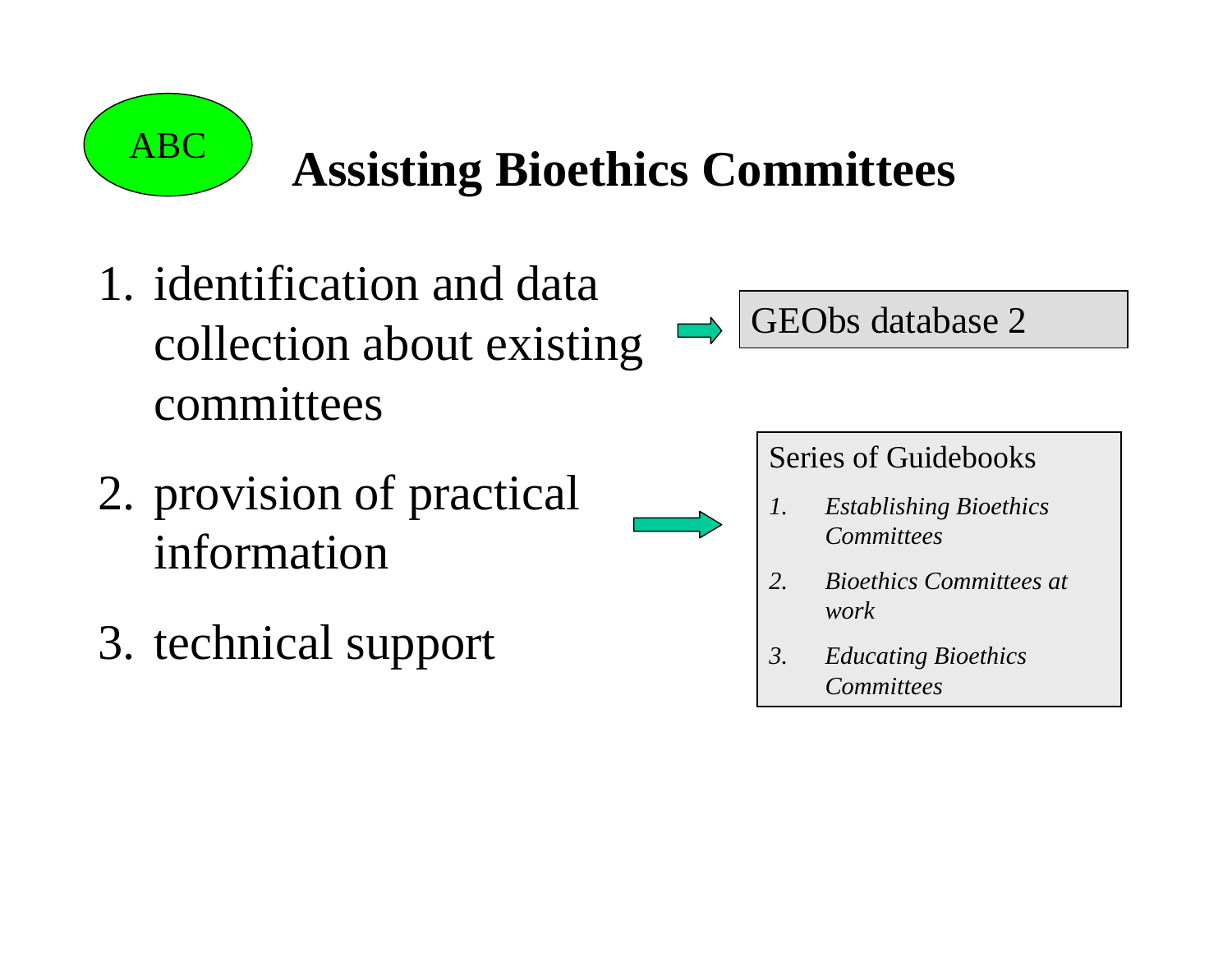ABC

# Assisting Bioethics Committees

1. identification and data collection about existing committees → GEObs database 2

2. provision of practical information →

3. technical support

Series of Guidebooks

1. *Establishing Bioethics Committees*
2. *Bioethics Committees at work*
3. *Educating Bioethics Committees*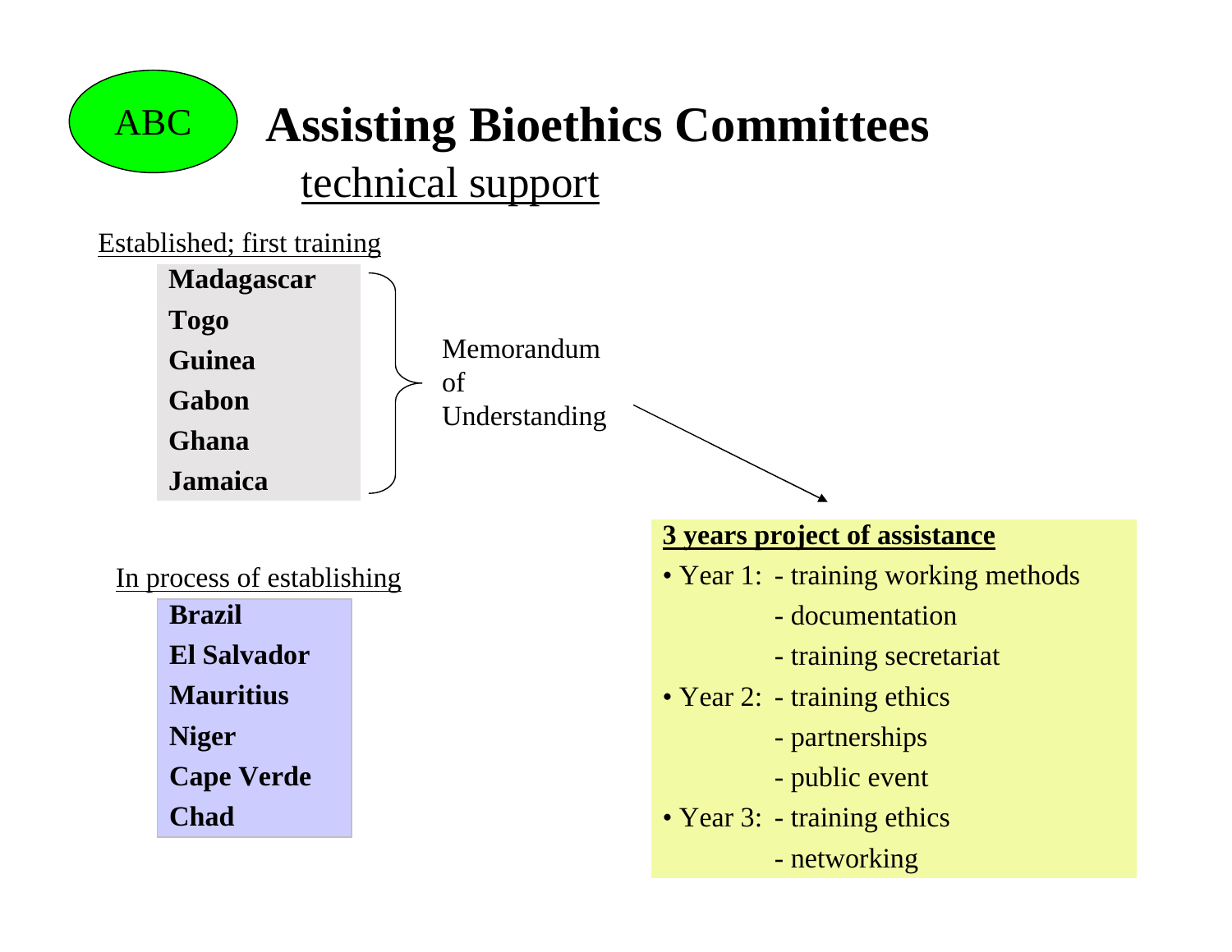# ABC Assisting Bioethics Committees

## technical support

Established; first training

- **Madagascar**
- **Togo**
- **Guinea**
- **Gabon**
- **Ghana**
- **Jamaica**

Memorandum of Understanding

**3 years project of assistance**

- Year 1:
  - training working methods
  - documentation
  - training secretariat
- Year 2:
  - training ethics
  - partnerships
  - public event
- Year 3:
  - training ethics
  - networking

In process of establishing

- **Brazil**
- **El Salvador**
- **Mauritius**
- **Niger**
- **Cape Verde**
- **Chad**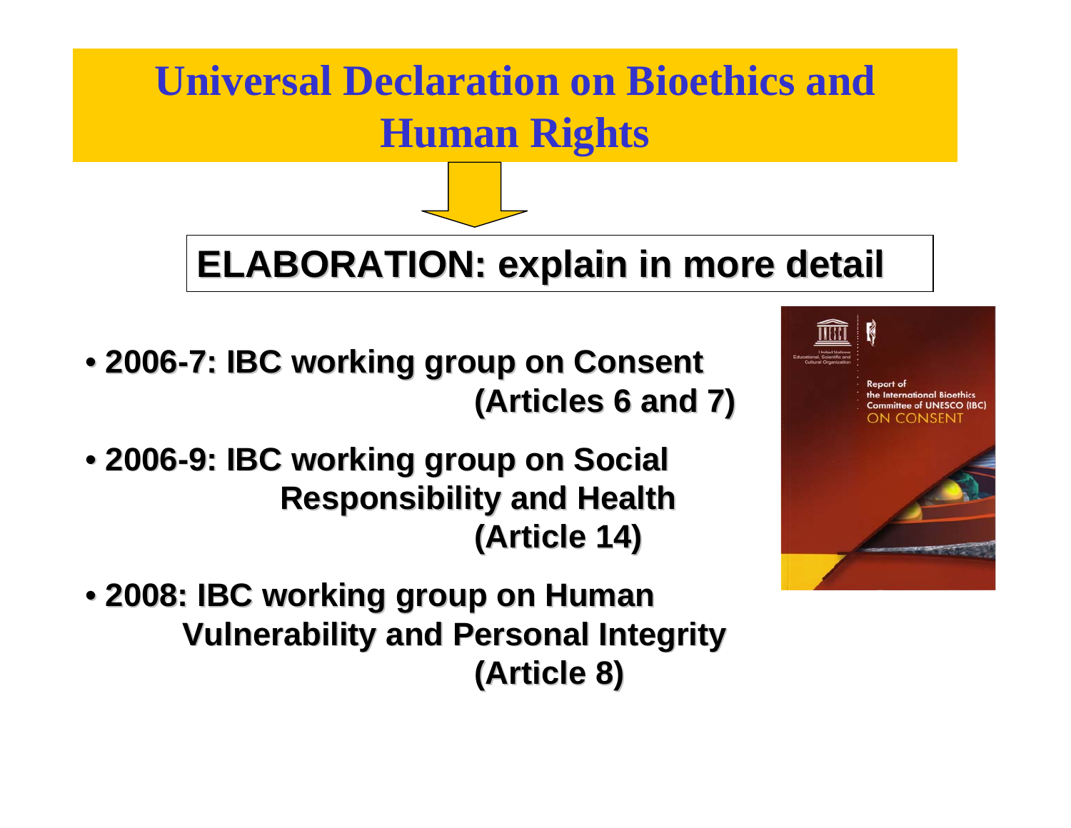# Universal Declaration on Bioethics and Human Rights

**ELABORATION: explain in more detail**

- **2006-7: IBC working group on Consent (Articles 6 and 7)**
- **2006-9: IBC working group on Social Responsibility and Health (Article 14)**
- **2008: IBC working group on Human Vulnerability and Personal Integrity (Article 8)**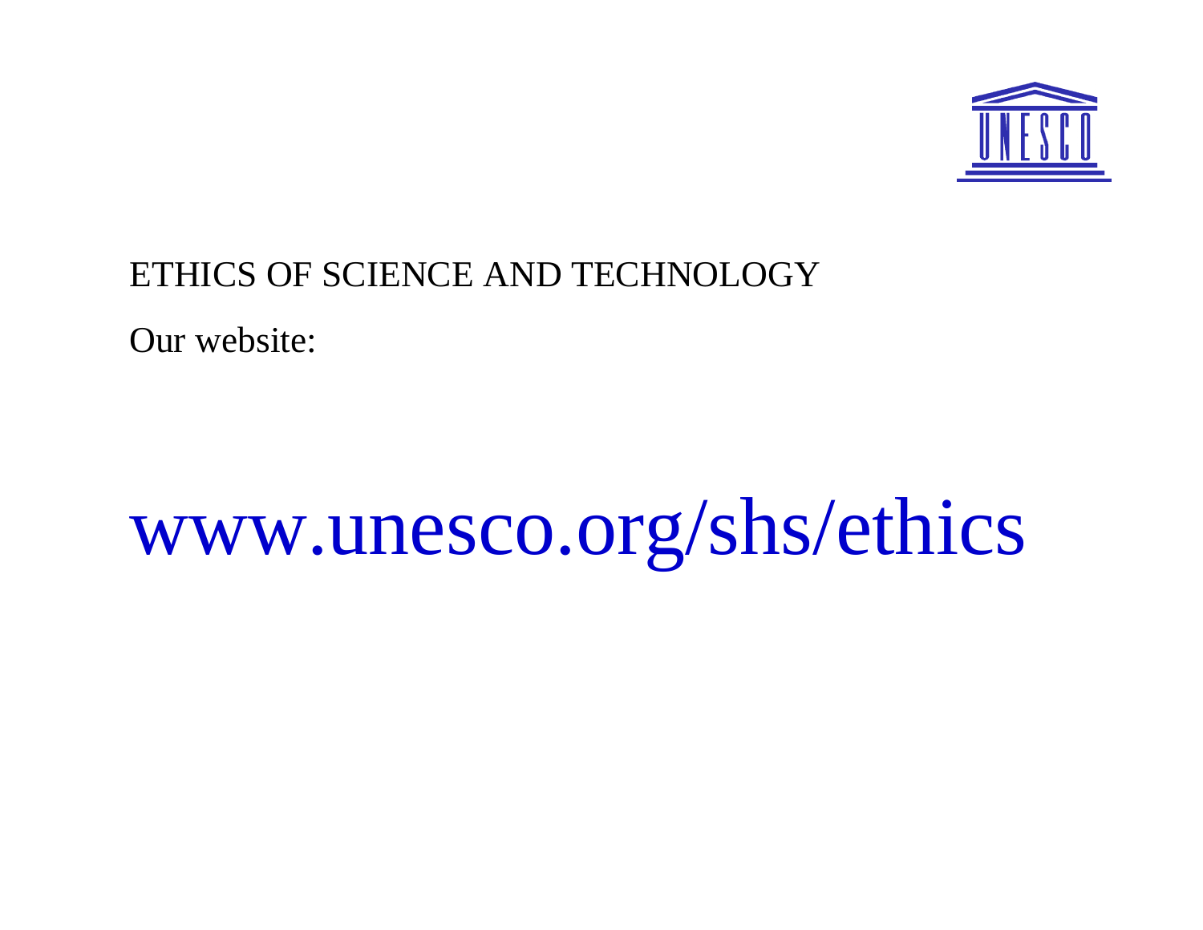ETHICS OF SCIENCE AND TECHNOLOGY

Our website:

# www.unesco.org/shs/ethics